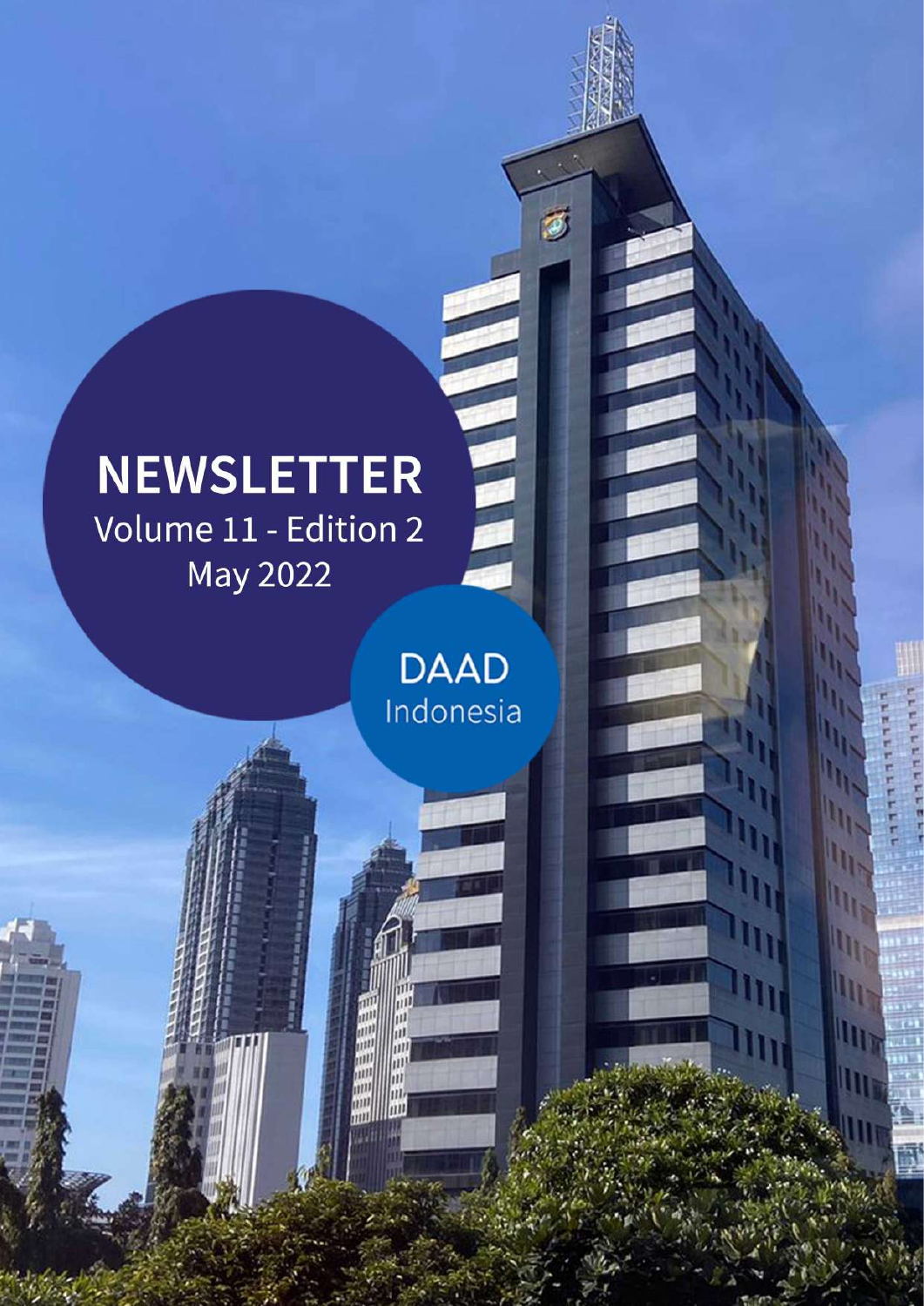# NEWSLETTER

Volume 11 - Edition 2

May 2022

DAAD Indonesia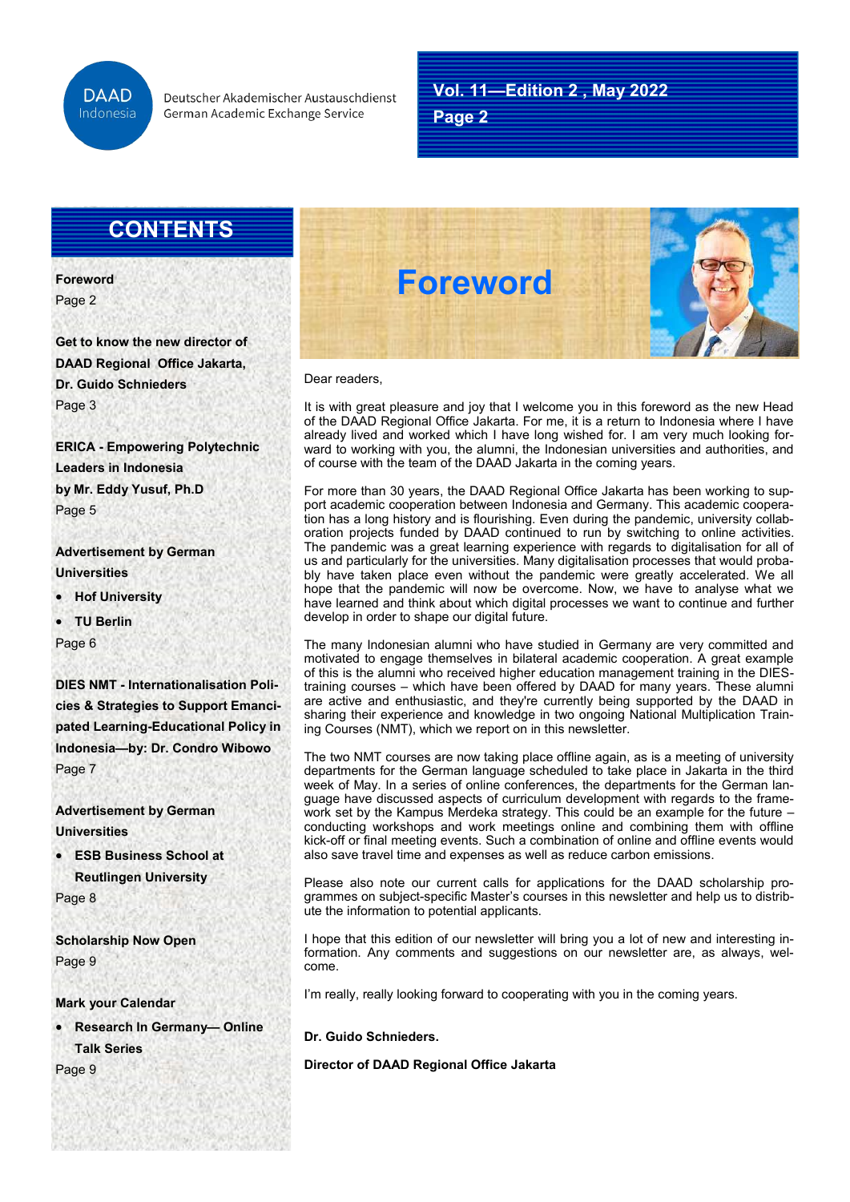## CONTENTS

**Foreword**
Page 2

**Get to know the new director of DAAD Regional Office Jakarta, Dr. Guido Schnieders**
Page 3

**ERICA - Empowering Polytechnic Leaders in Indonesia by Mr. Eddy Yusuf, Ph.D**
Page 5

**Advertisement by German Universities**

- **Hof University**
- **TU Berlin**

Page 6

**DIES NMT - Internationalisation Policies & Strategies to Support Emancipated Learning-Educational Policy in Indonesia—by: Dr. Condro Wibowo**
Page 7

**Advertisement by German Universities**

- **ESB Business School at Reutlingen University**

Page 8

**Scholarship Now Open**
Page 9

**Mark your Calendar**

- **Research In Germany— Online Talk Series**

Page 9

# Foreword

Dear readers,

It is with great pleasure and joy that I welcome you in this foreword as the new Head of the DAAD Regional Office Jakarta. For me, it is a return to Indonesia where I have already lived and worked which I have long wished for. I am very much looking forward to working with you, the alumni, the Indonesian universities and authorities, and of course with the team of the DAAD Jakarta in the coming years.

For more than 30 years, the DAAD Regional Office Jakarta has been working to support academic cooperation between Indonesia and Germany. This academic cooperation has a long history and is flourishing. Even during the pandemic, university collaboration projects funded by DAAD continued to run by switching to online activities. The pandemic was a great learning experience with regards to digitalisation for all of us and particularly for the universities. Many digitalisation processes that would probably have taken place even without the pandemic were greatly accelerated. We all hope that the pandemic will now be overcome. Now, we have to analyse what we have learned and think about which digital processes we want to continue and further develop in order to shape our digital future.

The many Indonesian alumni who have studied in Germany are very committed and motivated to engage themselves in bilateral academic cooperation. A great example of this is the alumni who received higher education management training in the DIES-training courses – which have been offered by DAAD for many years. These alumni are active and enthusiastic, and they're currently being supported by the DAAD in sharing their experience and knowledge in two ongoing National Multiplication Training Courses (NMT), which we report on in this newsletter.

The two NMT courses are now taking place offline again, as is a meeting of university departments for the German language scheduled to take place in Jakarta in the third week of May. In a series of online conferences, the departments for the German language have discussed aspects of curriculum development with regards to the framework set by the Kampus Merdeka strategy. This could be an example for the future – conducting workshops and work meetings online and combining them with offline kick-off or final meeting events. Such a combination of online and offline events would also save travel time and expenses as well as reduce carbon emissions.

Please also note our current calls for applications for the DAAD scholarship programmes on subject-specific Master's courses in this newsletter and help us to distribute the information to potential applicants.

I hope that this edition of our newsletter will bring you a lot of new and interesting information. Any comments and suggestions on our newsletter are, as always, welcome.

I'm really, really looking forward to cooperating with you in the coming years.

**Dr. Guido Schnieders.**

**Director of DAAD Regional Office Jakarta**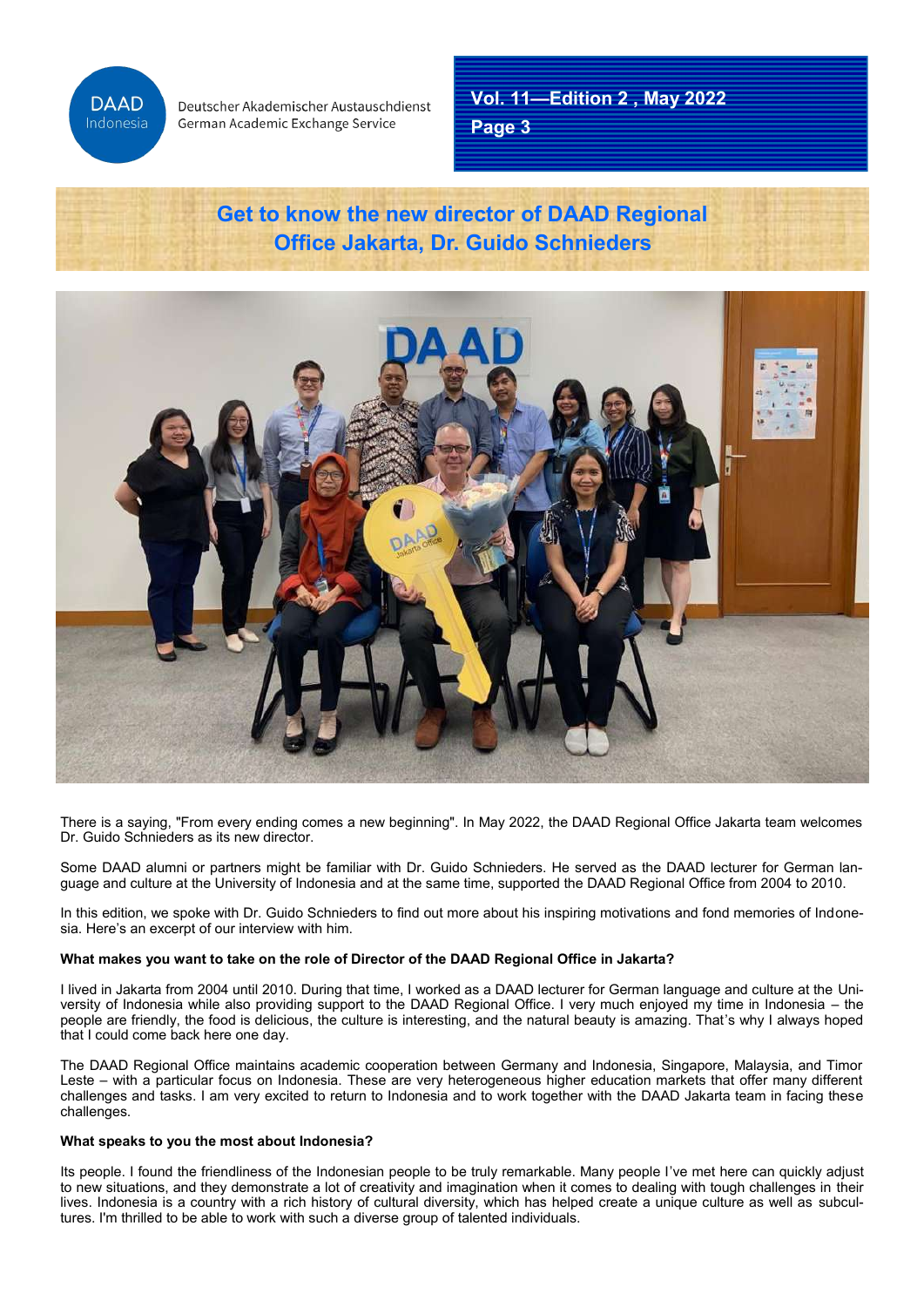# Get to know the new director of DAAD Regional Office Jakarta, Dr. Guido Schnieders

There is a saying, "From every ending comes a new beginning". In May 2022, the DAAD Regional Office Jakarta team welcomes Dr. Guido Schnieders as its new director.

Some DAAD alumni or partners might be familiar with Dr. Guido Schnieders. He served as the DAAD lecturer for German language and culture at the University of Indonesia and at the same time, supported the DAAD Regional Office from 2004 to 2010.

In this edition, we spoke with Dr. Guido Schnieders to find out more about his inspiring motivations and fond memories of Indonesia. Here's an excerpt of our interview with him.

**What makes you want to take on the role of Director of the DAAD Regional Office in Jakarta?**

I lived in Jakarta from 2004 until 2010. During that time, I worked as a DAAD lecturer for German language and culture at the University of Indonesia while also providing support to the DAAD Regional Office. I very much enjoyed my time in Indonesia – the people are friendly, the food is delicious, the culture is interesting, and the natural beauty is amazing. That's why I always hoped that I could come back here one day.

The DAAD Regional Office maintains academic cooperation between Germany and Indonesia, Singapore, Malaysia, and Timor Leste – with a particular focus on Indonesia. These are very heterogeneous higher education markets that offer many different challenges and tasks. I am very excited to return to Indonesia and to work together with the DAAD Jakarta team in facing these challenges.

**What speaks to you the most about Indonesia?**

Its people. I found the friendliness of the Indonesian people to be truly remarkable. Many people I've met here can quickly adjust to new situations, and they demonstrate a lot of creativity and imagination when it comes to dealing with tough challenges in their lives. Indonesia is a country with a rich history of cultural diversity, which has helped create a unique culture as well as subcultures. I'm thrilled to be able to work with such a diverse group of talented individuals.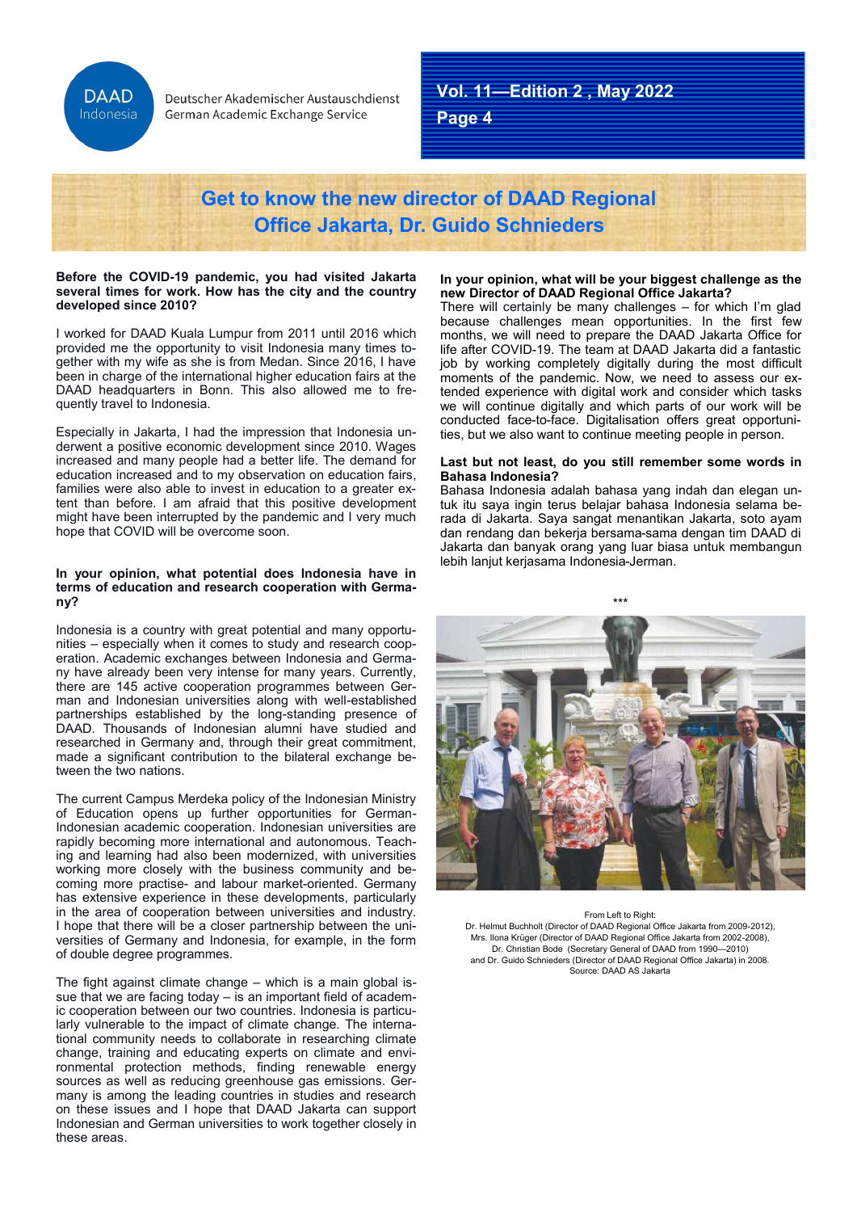# Get to know the new director of DAAD Regional Office Jakarta, Dr. Guido Schnieders

**Before the COVID-19 pandemic, you had visited Jakarta several times for work. How has the city and the country developed since 2010?**

I worked for DAAD Kuala Lumpur from 2011 until 2016 which provided me the opportunity to visit Indonesia many times together with my wife as she is from Medan. Since 2016, I have been in charge of the international higher education fairs at the DAAD headquarters in Bonn. This also allowed me to frequently travel to Indonesia.

Especially in Jakarta, I had the impression that Indonesia underwent a positive economic development since 2010. Wages increased and many people had a better life. The demand for education increased and to my observation on education fairs, families were also able to invest in education to a greater extent than before. I am afraid that this positive development might have been interrupted by the pandemic and I very much hope that COVID will be overcome soon.

**In your opinion, what potential does Indonesia have in terms of education and research cooperation with Germany?**

Indonesia is a country with great potential and many opportunities – especially when it comes to study and research cooperation. Academic exchanges between Indonesia and Germany have already been very intense for many years. Currently, there are 145 active cooperation programmes between German and Indonesian universities along with well-established partnerships established by the long-standing presence of DAAD. Thousands of Indonesian alumni have studied and researched in Germany and, through their great commitment, made a significant contribution to the bilateral exchange between the two nations.

The current Campus Merdeka policy of the Indonesian Ministry of Education opens up further opportunities for German-Indonesian academic cooperation. Indonesian universities are rapidly becoming more international and autonomous. Teaching and learning had also been modernized, with universities working more closely with the business community and becoming more practise- and labour market-oriented. Germany has extensive experience in these developments, particularly in the area of cooperation between universities and industry. I hope that there will be a closer partnership between the universities of Germany and Indonesia, for example, in the form of double degree programmes.

The fight against climate change – which is a main global issue that we are facing today – is an important field of academic cooperation between our two countries. Indonesia is particularly vulnerable to the impact of climate change. The international community needs to collaborate in researching climate change, training and educating experts on climate and environmental protection methods, finding renewable energy sources as well as reducing greenhouse gas emissions. Germany is among the leading countries in studies and research on these issues and I hope that DAAD Jakarta can support Indonesian and German universities to work together closely in these areas.

**In your opinion, what will be your biggest challenge as the new Director of DAAD Regional Office Jakarta?**

There will certainly be many challenges – for which I'm glad because challenges mean opportunities. In the first few months, we will need to prepare the DAAD Jakarta Office for life after COVID-19. The team at DAAD Jakarta did a fantastic job by working completely digitally during the most difficult moments of the pandemic. Now, we need to assess our extended experience with digital work and consider which tasks we will continue digitally and which parts of our work will be conducted face-to-face. Digitalisation offers great opportunities, but we also want to continue meeting people in person.

**Last but not least, do you still remember some words in Bahasa Indonesia?**

Bahasa Indonesia adalah bahasa yang indah dan elegan untuk itu saya ingin terus belajar bahasa Indonesia selama berada di Jakarta. Saya sangat menantikan Jakarta, soto ayam dan rendang dan bekerja bersama-sama dengan tim DAAD di Jakarta dan banyak orang yang luar biasa untuk membangun lebih lanjut kerjasama Indonesia-Jerman.

\*\*\*

From Left to Right:
Dr. Helmut Buchholt (Director of DAAD Regional Office Jakarta from 2009-2012),
Mrs. Ilona Krüger (Director of DAAD Regional Office Jakarta from 2002-2008),
Dr. Christian Bode (Secretary General of DAAD from 1990—2010)
and Dr. Guido Schnieders (Director of DAAD Regional Office Jakarta) in 2008.
Source: DAAD AS Jakarta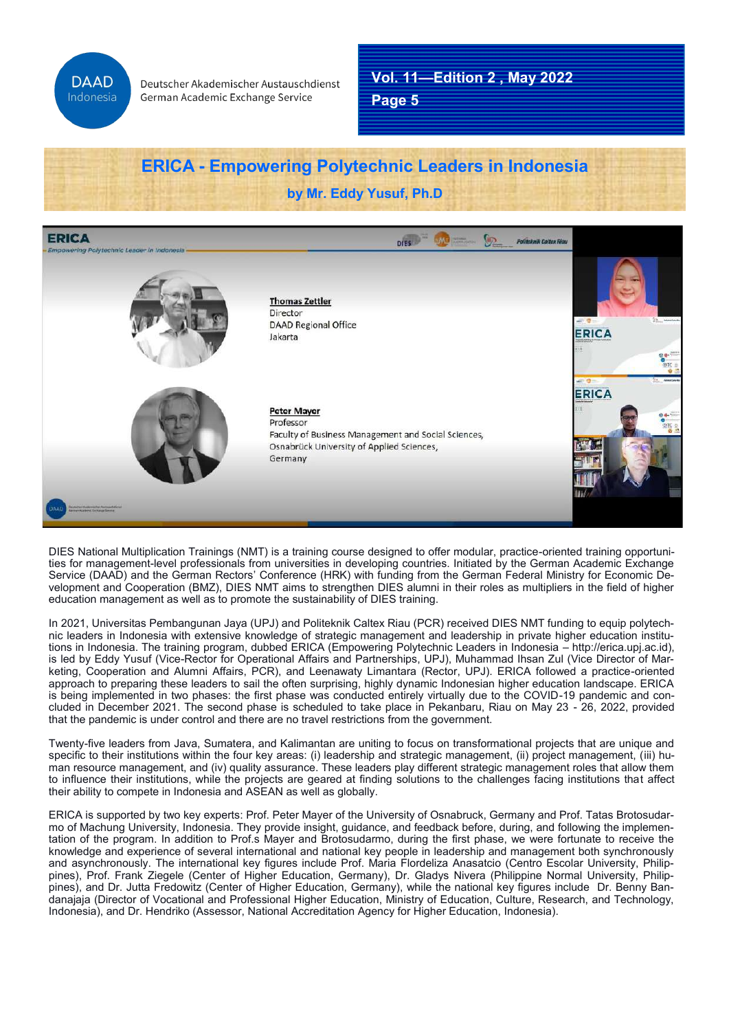# ERICA - Empowering Polytechnic Leaders in Indonesia

**by Mr. Eddy Yusuf, Ph.D**

DIES National Multiplication Trainings (NMT) is a training course designed to offer modular, practice-oriented training opportunities for management-level professionals from universities in developing countries. Initiated by the German Academic Exchange Service (DAAD) and the German Rectors' Conference (HRK) with funding from the German Federal Ministry for Economic Development and Cooperation (BMZ), DIES NMT aims to strengthen DIES alumni in their roles as multipliers in the field of higher education management as well as to promote the sustainability of DIES training.

In 2021, Universitas Pembangunan Jaya (UPJ) and Politeknik Caltex Riau (PCR) received DIES NMT funding to equip polytechnic leaders in Indonesia with extensive knowledge of strategic management and leadership in private higher education institutions in Indonesia. The training program, dubbed ERICA (Empowering Polytechnic Leaders in Indonesia – http://erica.upj.ac.id), is led by Eddy Yusuf (Vice-Rector for Operational Affairs and Partnerships, UPJ), Muhammad Ihsan Zul (Vice Director of Marketing, Cooperation and Alumni Affairs, PCR), and Leenawaty Limantara (Rector, UPJ). ERICA followed a practice-oriented approach to preparing these leaders to sail the often surprising, highly dynamic Indonesian higher education landscape. ERICA is being implemented in two phases: the first phase was conducted entirely virtually due to the COVID-19 pandemic and concluded in December 2021. The second phase is scheduled to take place in Pekanbaru, Riau on May 23 - 26, 2022, provided that the pandemic is under control and there are no travel restrictions from the government.

Twenty-five leaders from Java, Sumatera, and Kalimantan are uniting to focus on transformational projects that are unique and specific to their institutions within the four key areas: (i) leadership and strategic management, (ii) project management, (iii) human resource management, and (iv) quality assurance. These leaders play different strategic management roles that allow them to influence their institutions, while the projects are geared at finding solutions to the challenges facing institutions that affect their ability to compete in Indonesia and ASEAN as well as globally.

ERICA is supported by two key experts: Prof. Peter Mayer of the University of Osnabruck, Germany and Prof. Tatas Brotosudarmo of Machung University, Indonesia. They provide insight, guidance, and feedback before, during, and following the implementation of the program. In addition to Prof.s Mayer and Brotosudarmo, during the first phase, we were fortunate to receive the knowledge and experience of several international and national key people in leadership and management both synchronously and asynchronously. The international key figures include Prof. Maria Flordeliza Anasatcio (Centro Escolar University, Philippines), Prof. Frank Ziegele (Center of Higher Education, Germany), Dr. Gladys Nivera (Philippine Normal University, Philippines), and Dr. Jutta Fredowitz (Center of Higher Education, Germany), while the national key figures include Dr. Benny Bandanajaja (Director of Vocational and Professional Higher Education, Ministry of Education, Culture, Research, and Technology, Indonesia), and Dr. Hendriko (Assessor, National Accreditation Agency for Higher Education, Indonesia).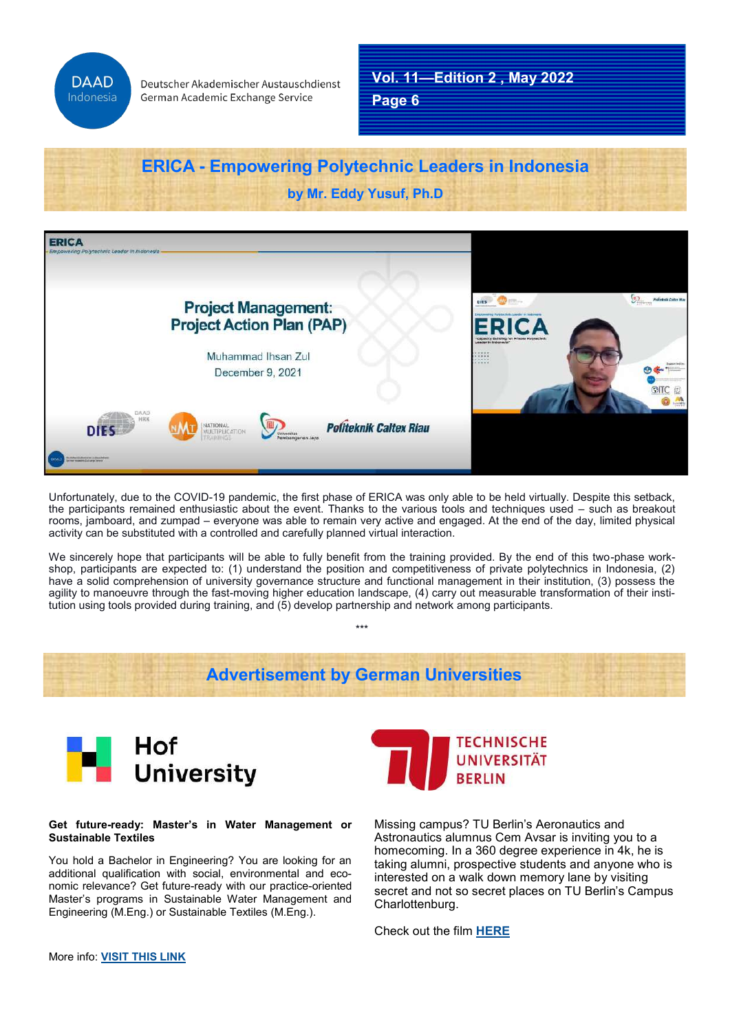## ERICA - Empowering Polytechnic Leaders in Indonesia

**by Mr. Eddy Yusuf, Ph.D**

Unfortunately, due to the COVID-19 pandemic, the first phase of ERICA was only able to be held virtually. Despite this setback, the participants remained enthusiastic about the event. Thanks to the various tools and techniques used – such as breakout rooms, jamboard, and zumpad – everyone was able to remain very active and engaged. At the end of the day, limited physical activity can be substituted with a controlled and carefully planned virtual interaction.

We sincerely hope that participants will be able to fully benefit from the training provided. By the end of this two-phase workshop, participants are expected to: (1) understand the position and competitiveness of private polytechnics in Indonesia, (2) have a solid comprehension of university governance structure and functional management in their institution, (3) possess the agility to manoeuvre through the fast-moving higher education landscape, (4) carry out measurable transformation of their institution using tools provided during training, and (5) develop partnership and network among participants.

***

## Advertisement by German Universities

### Hof University

**Get future-ready: Master's in Water Management or Sustainable Textiles**

You hold a Bachelor in Engineering? You are looking for an additional qualification with social, environmental and economic relevance? Get future-ready with our practice-oriented Master's programs in Sustainable Water Management and Engineering (M.Eng.) or Sustainable Textiles (M.Eng.).

More info: **VISIT THIS LINK**

### Technische Universität Berlin

Missing campus? TU Berlin's Aeronautics and Astronautics alumnus Cem Avsar is inviting you to a homecoming. In a 360 degree experience in 4k, he is taking alumni, prospective students and anyone who is interested on a walk down memory lane by visiting secret and not so secret places on TU Berlin's Campus Charlottenburg.

Check out the film **HERE**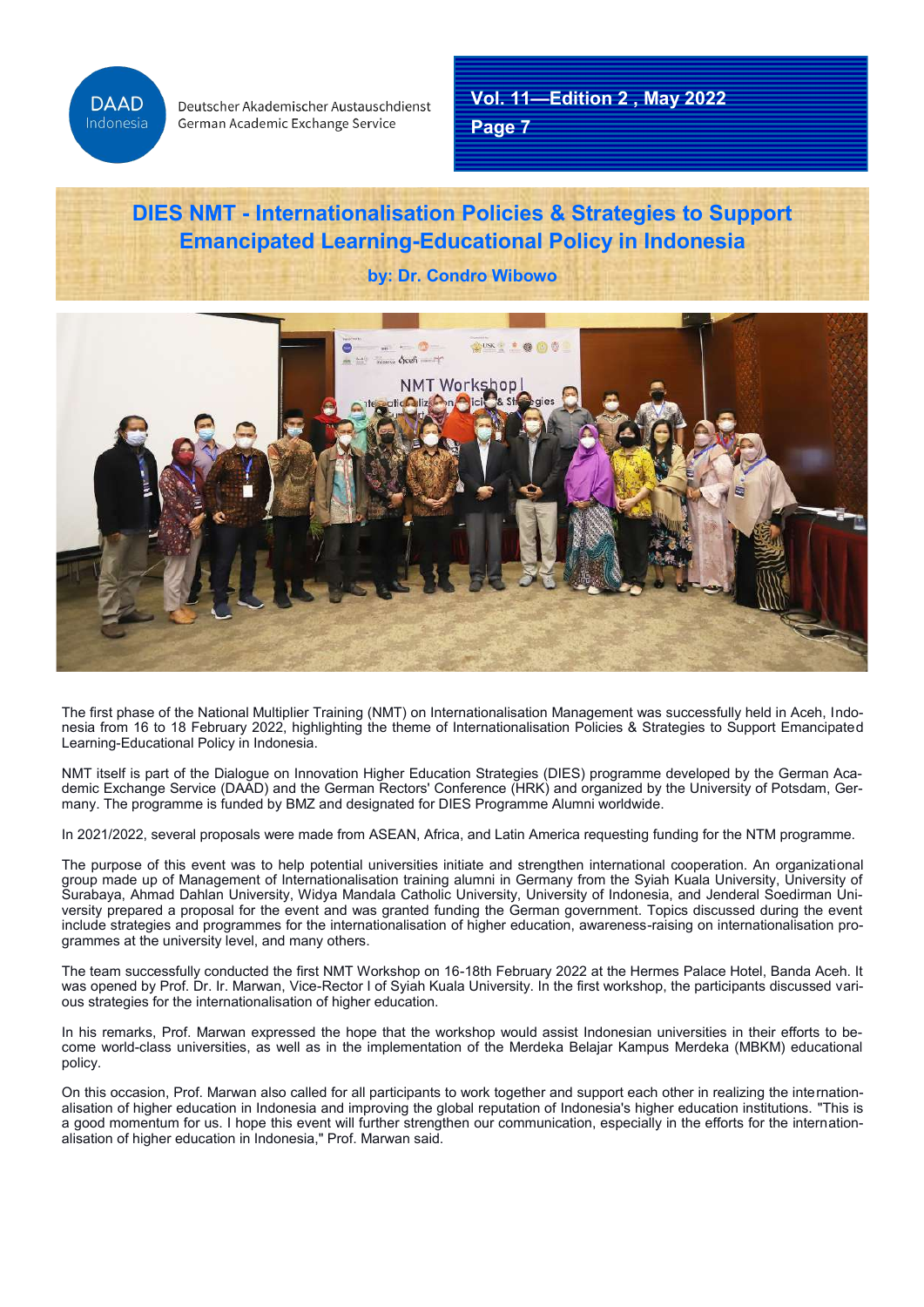# DIES NMT - Internationalisation Policies & Strategies to Support Emancipated Learning-Educational Policy in Indonesia

**by: Dr. Condro Wibowo**

The first phase of the National Multiplier Training (NMT) on Internationalisation Management was successfully held in Aceh, Indonesia from 16 to 18 February 2022, highlighting the theme of Internationalisation Policies & Strategies to Support Emancipated Learning-Educational Policy in Indonesia.

NMT itself is part of the Dialogue on Innovation Higher Education Strategies (DIES) programme developed by the German Academic Exchange Service (DAAD) and the German Rectors' Conference (HRK) and organized by the University of Potsdam, Germany. The programme is funded by BMZ and designated for DIES Programme Alumni worldwide.

In 2021/2022, several proposals were made from ASEAN, Africa, and Latin America requesting funding for the NTM programme.

The purpose of this event was to help potential universities initiate and strengthen international cooperation. An organizational group made up of Management of Internationalisation training alumni in Germany from the Syiah Kuala University, University of Surabaya, Ahmad Dahlan University, Widya Mandala Catholic University, University of Indonesia, and Jenderal Soedirman University prepared a proposal for the event and was granted funding the German government. Topics discussed during the event include strategies and programmes for the internationalisation of higher education, awareness-raising on internationalisation programmes at the university level, and many others.

The team successfully conducted the first NMT Workshop on 16-18th February 2022 at the Hermes Palace Hotel, Banda Aceh. It was opened by Prof. Dr. Ir. Marwan, Vice-Rector I of Syiah Kuala University. In the first workshop, the participants discussed various strategies for the internationalisation of higher education.

In his remarks, Prof. Marwan expressed the hope that the workshop would assist Indonesian universities in their efforts to become world-class universities, as well as in the implementation of the Merdeka Belajar Kampus Merdeka (MBKM) educational policy.

On this occasion, Prof. Marwan also called for all participants to work together and support each other in realizing the internationalisation of higher education in Indonesia and improving the global reputation of Indonesia's higher education institutions. "This is a good momentum for us. I hope this event will further strengthen our communication, especially in the efforts for the internationalisation of higher education in Indonesia," Prof. Marwan said.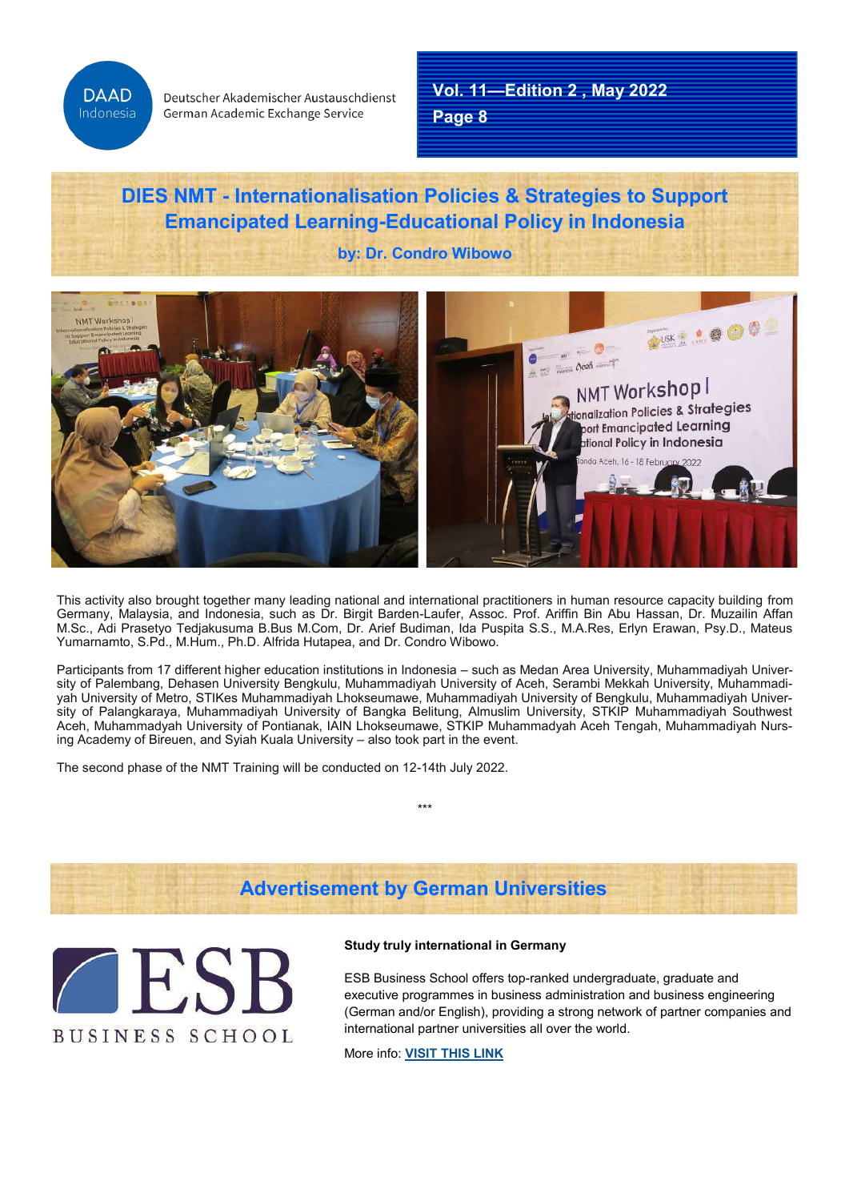## DIES NMT - Internationalisation Policies & Strategies to Support Emancipated Learning-Educational Policy in Indonesia

**by: Dr. Condro Wibowo**

This activity also brought together many leading national and international practitioners in human resource capacity building from Germany, Malaysia, and Indonesia, such as Dr. Birgit Barden-Laufer, Assoc. Prof. Ariffin Bin Abu Hassan, Dr. Muzailin Affan M.Sc., Adi Prasetyo Tedjakusuma B.Bus M.Com, Dr. Arief Budiman, Ida Puspita S.S., M.A.Res, Erlyn Erawan, Psy.D., Mateus Yumarnamto, S.Pd., M.Hum., Ph.D. Alfrida Hutapea, and Dr. Condro Wibowo.

Participants from 17 different higher education institutions in Indonesia – such as Medan Area University, Muhammadiyah University of Palembang, Dehasen University Bengkulu, Muhammadiyah University of Aceh, Serambi Mekkah University, Muhammadiyah University of Metro, STIKes Muhammadiyah Lhokseumawe, Muhammadiyah University of Bengkulu, Muhammadiyah University of Palangkaraya, Muhammadiyah University of Bangka Belitung, Almuslim University, STKIP Muhammadiyah Southwest Aceh, Muhammadyah University of Pontianak, IAIN Lhokseumawe, STKIP Muhammadyah Aceh Tengah, Muhammadiyah Nursing Academy of Bireuen, and Syiah Kuala University – also took part in the event.

The second phase of the NMT Training will be conducted on 12-14th July 2022.

***

## Advertisement by German Universities

ESB BUSINESS SCHOOL

**Study truly international in Germany**

ESB Business School offers top-ranked undergraduate, graduate and executive programmes in business administration and business engineering (German and/or English), providing a strong network of partner companies and international partner universities all over the world.

More info: **VISIT THIS LINK**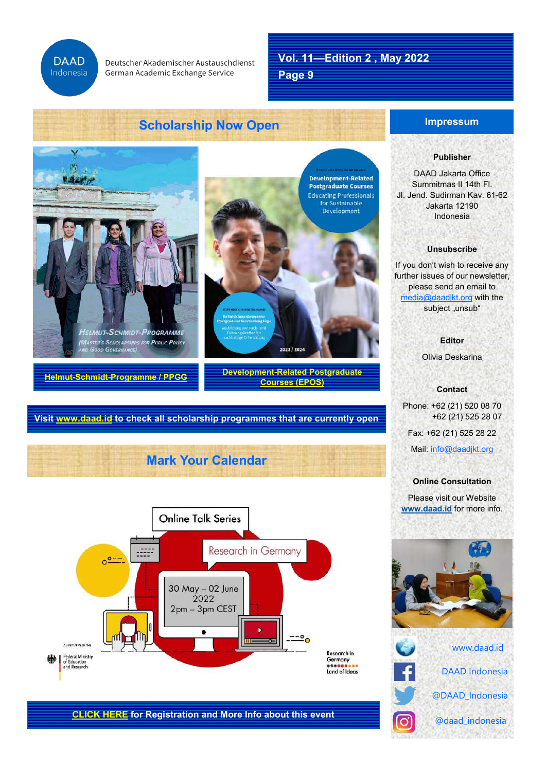DAAD Indonesia

Deutscher Akademischer Austauschdienst
German Academic Exchange Service

## Scholarship Now Open

**Helmut-Schmidt-Programme / PPGG**

**Development-Related Postgraduate Courses (EPOS)**

**Visit www.daad.id to check all scholarship programmes that are currently open**

## Mark Your Calendar

Online Talk Series

Research in Germany

30 May – 02 June 2022
2pm – 3pm CEST

**CLICK HERE for Registration and More Info about this event**

## Impressum

**Publisher**

DAAD Jakarta Office
Summitmas II 14th Fl.
Jl. Jend. Sudirman Kav. 61-62
Jakarta 12190
Indonesia

**Unsubscribe**

If you don't wish to receive any further issues of our newsletter, please send an email to media@daadjkt.org with the subject „unsub"

**Editor**

Olivia Deskarina

**Contact**

Phone: +62 (21) 520 08 70
+62 (21) 525 28 07

Fax: +62 (21) 525 28 22

Mail: info@daadjkt.org

**Online Consultation**

Please visit our Website **www.daad.id** for more info.

www.daad.id

DAAD Indonesia

@DAAD_Indonesia

@daad_indonesia